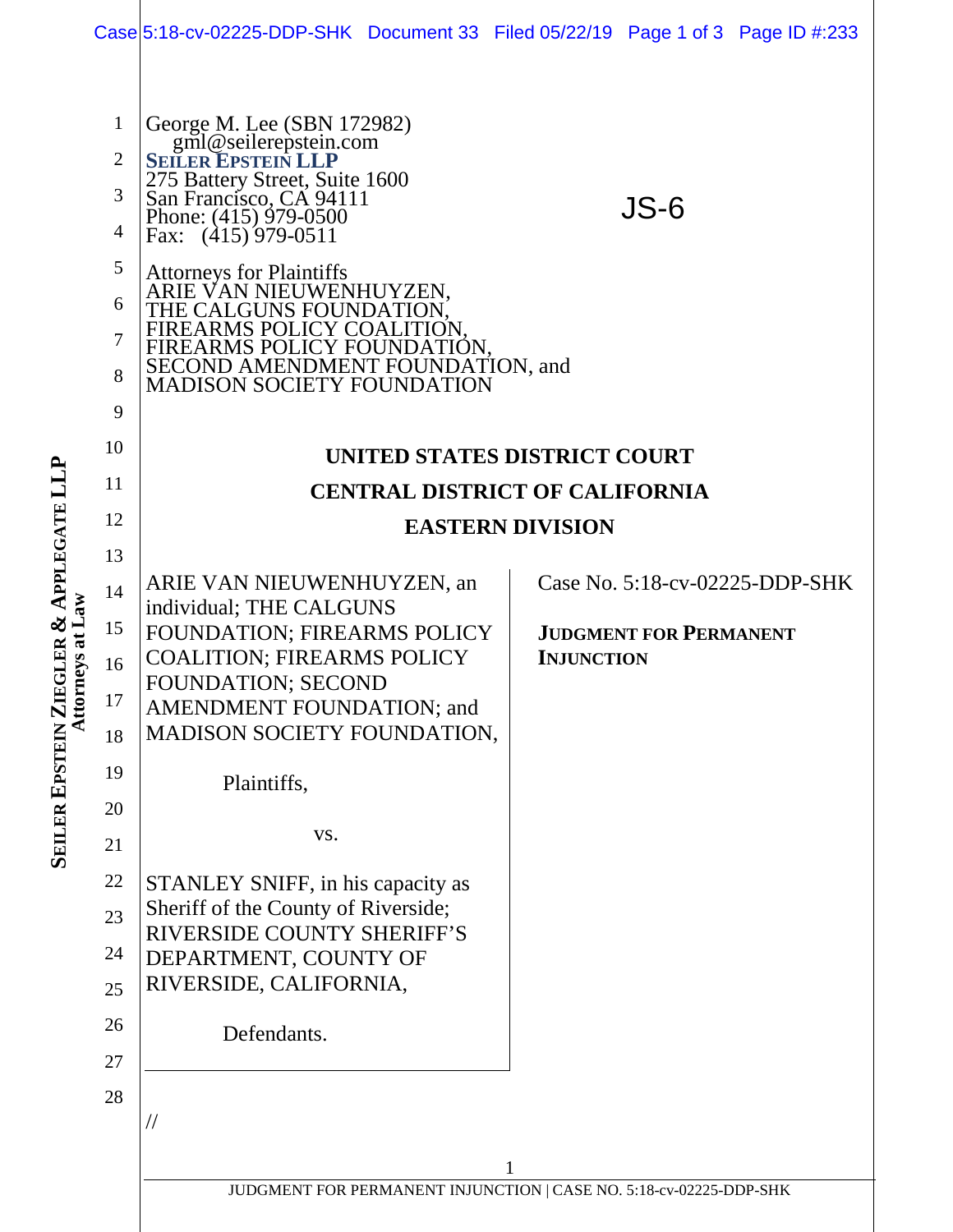George M. Lee (SBN 172982)
gml@seilerepstein.com
**SEILER EPSTEIN LLP**
275 Battery Street, Suite 1600
San Francisco, CA 94111
Phone: (415) 979-0500
Fax: (415) 979-0511

JS-6

Attorneys for Plaintiffs
ARIE VAN NIEUWENHUYZEN,
THE CALGUNS FOUNDATION,
FIREARMS POLICY COALITION,
FIREARMS POLICY FOUNDATION,
SECOND AMENDMENT FOUNDATION, and
MADISON SOCIETY FOUNDATION

**UNITED STATES DISTRICT COURT**

**CENTRAL DISTRICT OF CALIFORNIA**

**EASTERN DIVISION**

ARIE VAN NIEUWENHUYZEN, an individual; THE CALGUNS FOUNDATION; FIREARMS POLICY COALITION; FIREARMS POLICY FOUNDATION; SECOND AMENDMENT FOUNDATION; and MADISON SOCIETY FOUNDATION,

Plaintiffs,

vs.

STANLEY SNIFF, in his capacity as Sheriff of the County of Riverside; RIVERSIDE COUNTY SHERIFF'S DEPARTMENT, COUNTY OF RIVERSIDE, CALIFORNIA,

Defendants.

Case No. 5:18-cv-02225-DDP-SHK

**JUDGMENT FOR PERMANENT INJUNCTION**

//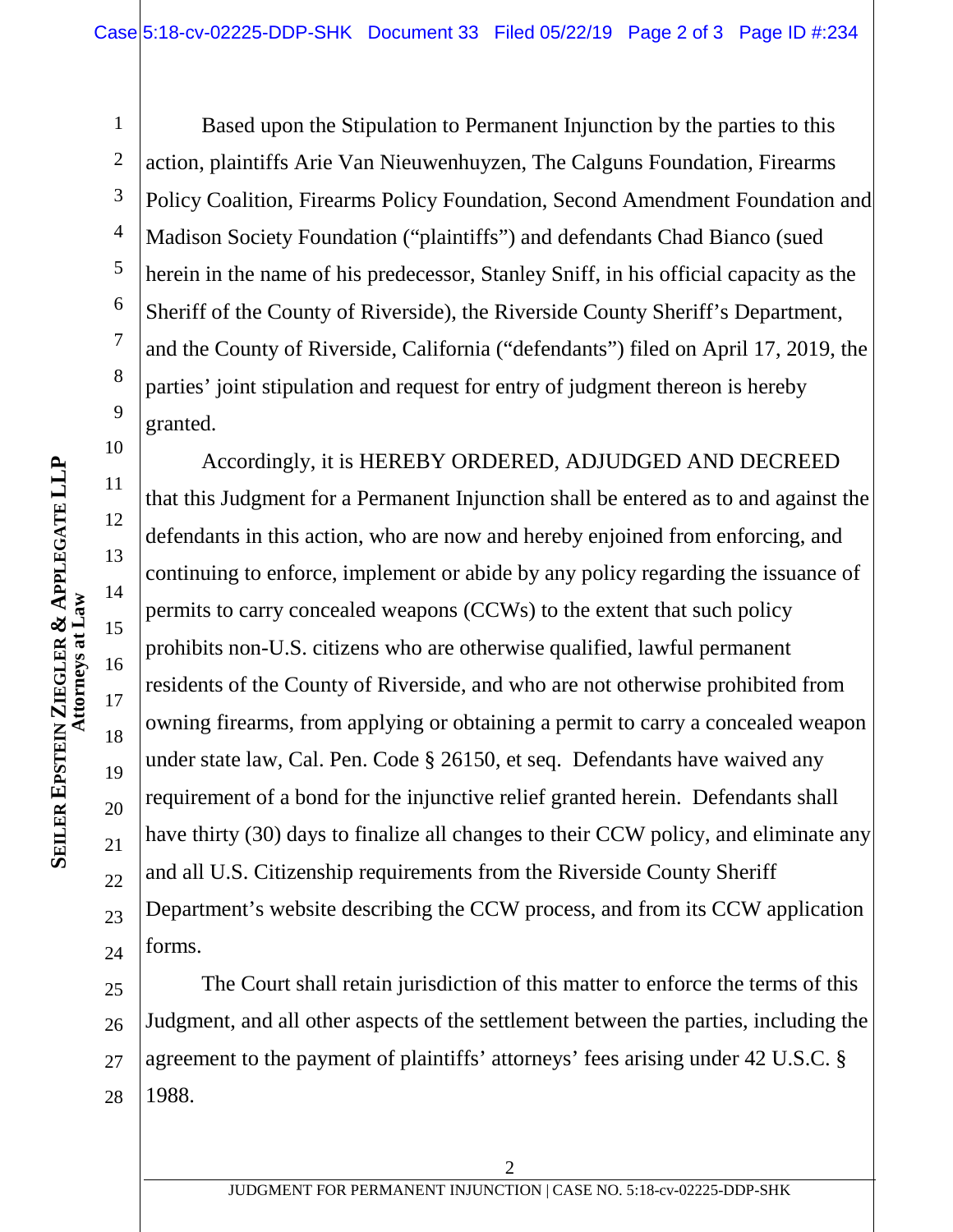Based upon the Stipulation to Permanent Injunction by the parties to this action, plaintiffs Arie Van Nieuwenhuyzen, The Calguns Foundation, Firearms Policy Coalition, Firearms Policy Foundation, Second Amendment Foundation and Madison Society Foundation ("plaintiffs") and defendants Chad Bianco (sued herein in the name of his predecessor, Stanley Sniff, in his official capacity as the Sheriff of the County of Riverside), the Riverside County Sheriff's Department, and the County of Riverside, California ("defendants") filed on April 17, 2019, the parties' joint stipulation and request for entry of judgment thereon is hereby granted.

Accordingly, it is HEREBY ORDERED, ADJUDGED AND DECREED that this Judgment for a Permanent Injunction shall be entered as to and against the defendants in this action, who are now and hereby enjoined from enforcing, and continuing to enforce, implement or abide by any policy regarding the issuance of permits to carry concealed weapons (CCWs) to the extent that such policy prohibits non-U.S. citizens who are otherwise qualified, lawful permanent residents of the County of Riverside, and who are not otherwise prohibited from owning firearms, from applying or obtaining a permit to carry a concealed weapon under state law, Cal. Pen. Code § 26150, et seq. Defendants have waived any requirement of a bond for the injunctive relief granted herein. Defendants shall have thirty (30) days to finalize all changes to their CCW policy, and eliminate any and all U.S. Citizenship requirements from the Riverside County Sheriff Department's website describing the CCW process, and from its CCW application forms.

The Court shall retain jurisdiction of this matter to enforce the terms of this Judgment, and all other aspects of the settlement between the parties, including the agreement to the payment of plaintiffs' attorneys' fees arising under 42 U.S.C. § 1988.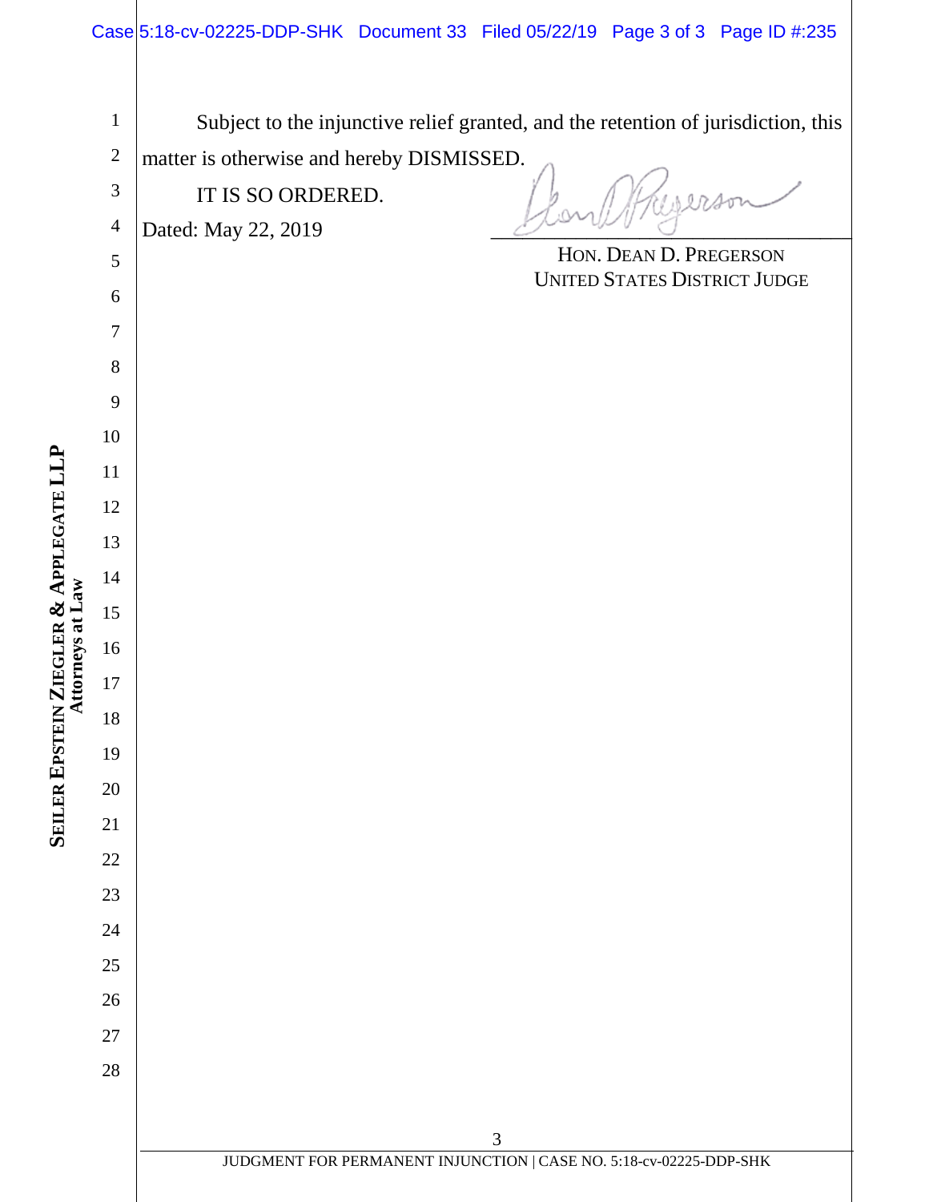Subject to the injunctive relief granted, and the retention of jurisdiction, this matter is otherwise and hereby DISMISSED.

IT IS SO ORDERED.

Dated: May 22, 2019

HON. DEAN D. PREGERSON
UNITED STATES DISTRICT JUDGE